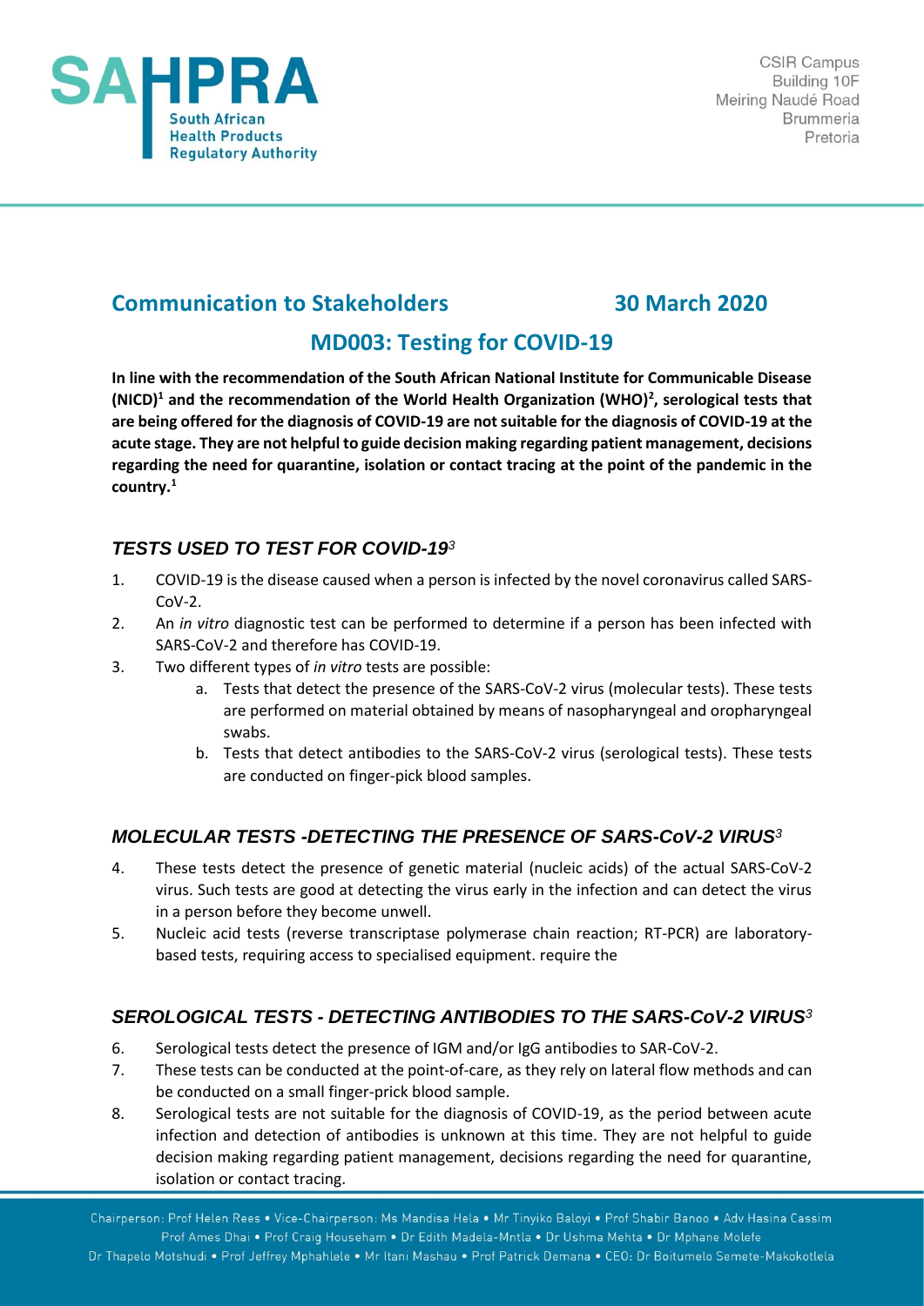SAHPRA
South African
Health Products
Regulatory Authority

CSIR Campus
Building 10F
Meiring Naudé Road
Brummeria
Pretoria

## Communication to Stakeholders 30 March 2020

# MD003: Testing for COVID-19

**In line with the recommendation of the South African National Institute for Communicable Disease (NICD)[1] and the recommendation of the World Health Organization (WHO)[2], serological tests that are being offered for the diagnosis of COVID-19 are not suitable for the diagnosis of COVID-19 at the acute stage. They are not helpful to guide decision making regarding patient management, decisions regarding the need for quarantine, isolation or contact tracing at the point of the pandemic in the country.[1]**

### *TESTS USED TO TEST FOR COVID-19[3]*

1. COVID-19 is the disease caused when a person is infected by the novel coronavirus called SARS-CoV-2.
2. An *in vitro* diagnostic test can be performed to determine if a person has been infected with SARS-CoV-2 and therefore has COVID-19.
3. Two different types of *in vitro* tests are possible:
   a. Tests that detect the presence of the SARS-CoV-2 virus (molecular tests). These tests are performed on material obtained by means of nasopharyngeal and oropharyngeal swabs.
   b. Tests that detect antibodies to the SARS-CoV-2 virus (serological tests). These tests are conducted on finger-pick blood samples.

### *MOLECULAR TESTS -DETECTING THE PRESENCE OF SARS-CoV-2 VIRUS[3]*

4. These tests detect the presence of genetic material (nucleic acids) of the actual SARS-CoV-2 virus. Such tests are good at detecting the virus early in the infection and can detect the virus in a person before they become unwell.
5. Nucleic acid tests (reverse transcriptase polymerase chain reaction; RT-PCR) are laboratory-based tests, requiring access to specialised equipment. require the

### *SEROLOGICAL TESTS - DETECTING ANTIBODIES TO THE SARS-CoV-2 VIRUS[3]*

6. Serological tests detect the presence of IGM and/or IgG antibodies to SAR-CoV-2.
7. These tests can be conducted at the point-of-care, as they rely on lateral flow methods and can be conducted on a small finger-prick blood sample.
8. Serological tests are not suitable for the diagnosis of COVID-19, as the period between acute infection and detection of antibodies is unknown at this time. They are not helpful to guide decision making regarding patient management, decisions regarding the need for quarantine, isolation or contact tracing.

Chairperson: Prof Helen Rees • Vice-Chairperson: Ms Mandisa Hela • Mr Tinyiko Baloyi • Prof Shabir Banoo • Adv Hasina Cassim
Prof Ames Dhai • Prof Craig Househam • Dr Edith Madela-Mntla • Dr Ushma Mehta • Dr Mphane Molefe
Dr Thapelo Motshudi • Prof Jeffrey Mphahlele • Mr Itani Mashau • Prof Patrick Demana • CEO: Dr Boitumelo Semete-Makokotlela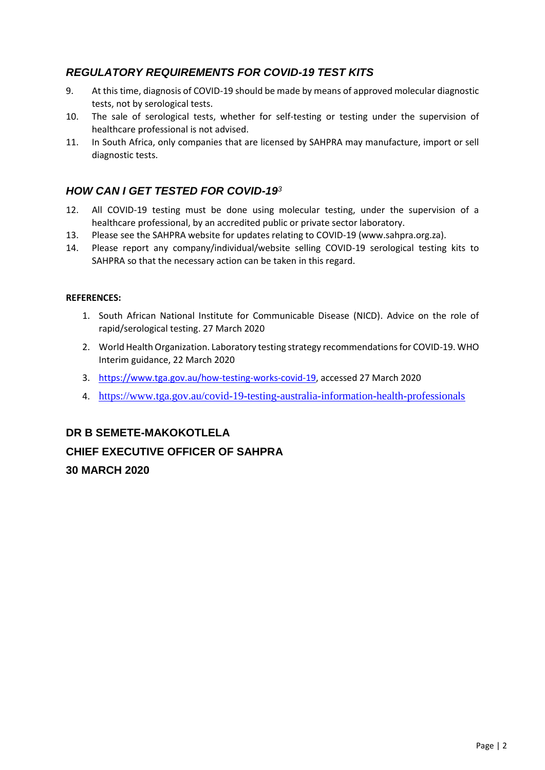## *REGULATORY REQUIREMENTS FOR COVID-19 TEST KITS*

9. At this time, diagnosis of COVID-19 should be made by means of approved molecular diagnostic tests, not by serological tests.
10. The sale of serological tests, whether for self-testing or testing under the supervision of healthcare professional is not advised.
11. In South Africa, only companies that are licensed by SAHPRA may manufacture, import or sell diagnostic tests.

## *HOW CAN I GET TESTED FOR COVID-19*[3]

12. All COVID-19 testing must be done using molecular testing, under the supervision of a healthcare professional, by an accredited public or private sector laboratory.
13. Please see the SAHPRA website for updates relating to COVID-19 (www.sahpra.org.za).
14. Please report any company/individual/website selling COVID-19 serological testing kits to SAHPRA so that the necessary action can be taken in this regard.

**REFERENCES:**

1. South African National Institute for Communicable Disease (NICD). Advice on the role of rapid/serological testing. 27 March 2020
2. World Health Organization. Laboratory testing strategy recommendations for COVID-19. WHO Interim guidance, 22 March 2020
3. https://www.tga.gov.au/how-testing-works-covid-19, accessed 27 March 2020
4. https://www.tga.gov.au/covid-19-testing-australia-information-health-professionals

**DR B SEMETE-MAKOKOTLELA**

**CHIEF EXECUTIVE OFFICER OF SAHPRA**

**30 MARCH 2020**